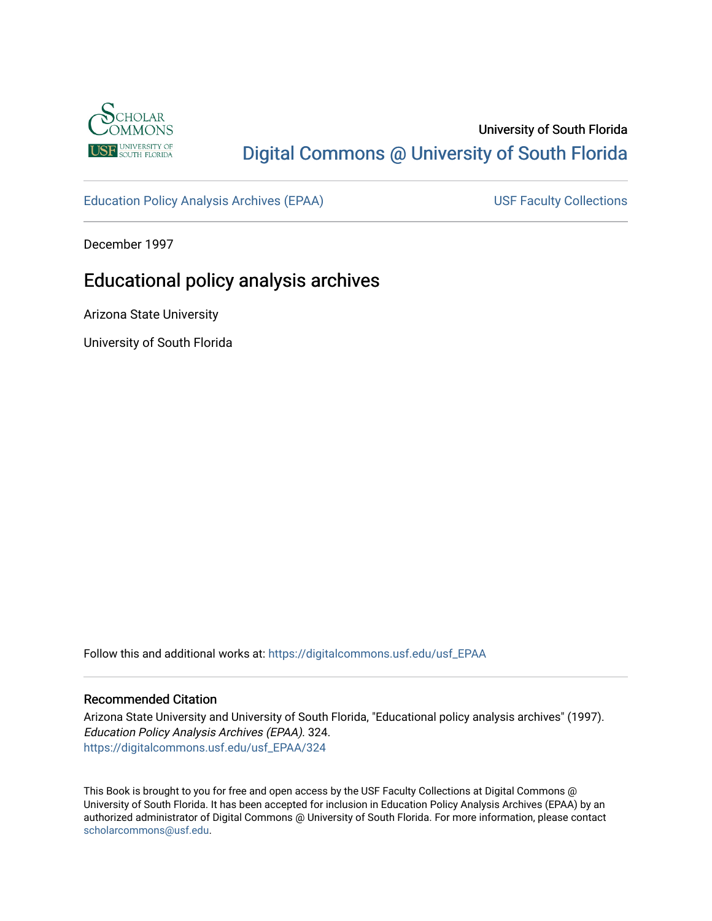University of South Florida

Digital Commons @ University of South Florida

Education Policy Analysis Archives (EPAA) USF Faculty Collections

December 1997

# Educational policy analysis archives

Arizona State University

University of South Florida

Follow this and additional works at: https://digitalcommons.usf.edu/usf_EPAA

## Recommended Citation

Arizona State University and University of South Florida, "Educational policy analysis archives" (1997). *Education Policy Analysis Archives (EPAA)*. 324.
https://digitalcommons.usf.edu/usf_EPAA/324

This Book is brought to you for free and open access by the USF Faculty Collections at Digital Commons @ University of South Florida. It has been accepted for inclusion in Education Policy Analysis Archives (EPAA) by an authorized administrator of Digital Commons @ University of South Florida. For more information, please contact scholarcommons@usf.edu.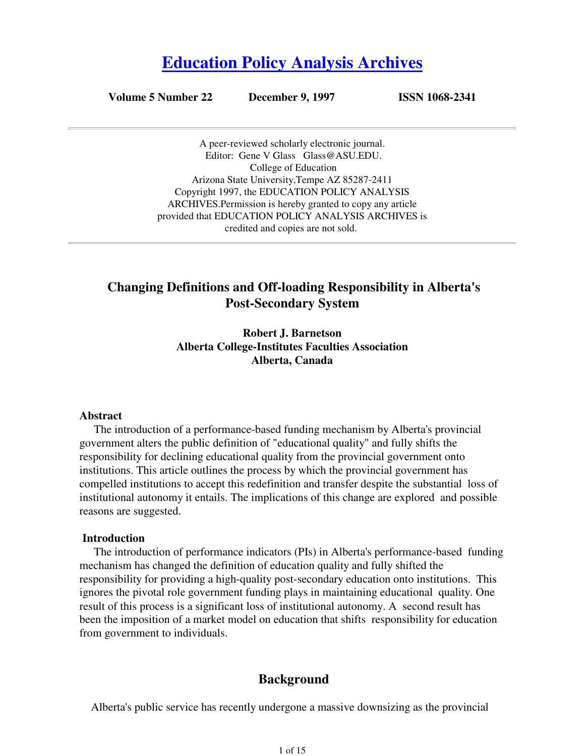# [Education Policy Analysis Archives](http://epaa.asu.edu)

**Volume 5 Number 22 December 9, 1997 ISSN 1068-2341**

A peer-reviewed scholarly electronic journal.
Editor: Gene V Glass Glass@ASU.EDU.
College of Education
Arizona State University,Tempe AZ 85287-2411
Copyright 1997, the EDUCATION POLICY ANALYSIS ARCHIVES.Permission is hereby granted to copy any article provided that EDUCATION POLICY ANALYSIS ARCHIVES is credited and copies are not sold.

## Changing Definitions and Off-loading Responsibility in Alberta's Post-Secondary System

**Robert J. Barnetson**
**Alberta College-Institutes Faculties Association**
**Alberta, Canada**

### Abstract

The introduction of a performance-based funding mechanism by Alberta's provincial government alters the public definition of "educational quality" and fully shifts the responsibility for declining educational quality from the provincial government onto institutions. This article outlines the process by which the provincial government has compelled institutions to accept this redefinition and transfer despite the substantial loss of institutional autonomy it entails. The implications of this change are explored and possible reasons are suggested.

### Introduction

The introduction of performance indicators (PIs) in Alberta's performance-based funding mechanism has changed the definition of education quality and fully shifted the responsibility for providing a high-quality post-secondary education onto institutions. This ignores the pivotal role government funding plays in maintaining educational quality. One result of this process is a significant loss of institutional autonomy. A second result has been the imposition of a market model on education that shifts responsibility for education from government to individuals.

## Background

Alberta's public service has recently undergone a massive downsizing as the provincial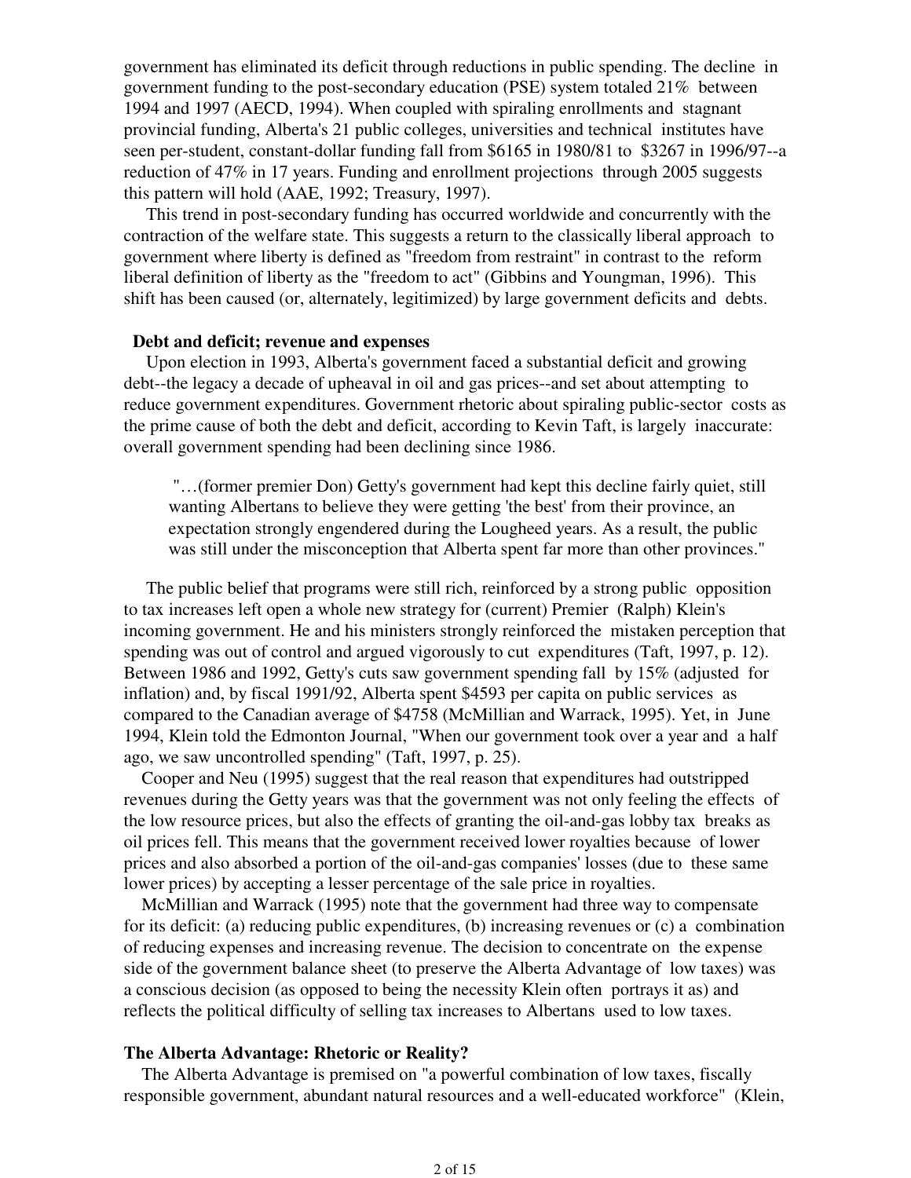government has eliminated its deficit through reductions in public spending. The decline in government funding to the post-secondary education (PSE) system totaled 21% between 1994 and 1997 (AECD, 1994). When coupled with spiraling enrollments and stagnant provincial funding, Alberta's 21 public colleges, universities and technical institutes have seen per-student, constant-dollar funding fall from $6165 in 1980/81 to $3267 in 1996/97--a reduction of 47% in 17 years. Funding and enrollment projections through 2005 suggests this pattern will hold (AAE, 1992; Treasury, 1997).

This trend in post-secondary funding has occurred worldwide and concurrently with the contraction of the welfare state. This suggests a return to the classically liberal approach to government where liberty is defined as "freedom from restraint" in contrast to the reform liberal definition of liberty as the "freedom to act" (Gibbins and Youngman, 1996). This shift has been caused (or, alternately, legitimized) by large government deficits and debts.

### Debt and deficit; revenue and expenses

Upon election in 1993, Alberta's government faced a substantial deficit and growing debt--the legacy a decade of upheaval in oil and gas prices--and set about attempting to reduce government expenditures. Government rhetoric about spiraling public-sector costs as the prime cause of both the debt and deficit, according to Kevin Taft, is largely inaccurate: overall government spending had been declining since 1986.

> "…(former premier Don) Getty's government had kept this decline fairly quiet, still wanting Albertans to believe they were getting 'the best' from their province, an expectation strongly engendered during the Lougheed years. As a result, the public was still under the misconception that Alberta spent far more than other provinces."

The public belief that programs were still rich, reinforced by a strong public opposition to tax increases left open a whole new strategy for (current) Premier (Ralph) Klein's incoming government. He and his ministers strongly reinforced the mistaken perception that spending was out of control and argued vigorously to cut expenditures (Taft, 1997, p. 12). Between 1986 and 1992, Getty's cuts saw government spending fall by 15% (adjusted for inflation) and, by fiscal 1991/92, Alberta spent $4593 per capita on public services as compared to the Canadian average of $4758 (McMillian and Warrack, 1995). Yet, in June 1994, Klein told the Edmonton Journal, "When our government took over a year and a half ago, we saw uncontrolled spending" (Taft, 1997, p. 25).

Cooper and Neu (1995) suggest that the real reason that expenditures had outstripped revenues during the Getty years was that the government was not only feeling the effects of the low resource prices, but also the effects of granting the oil-and-gas lobby tax breaks as oil prices fell. This means that the government received lower royalties because of lower prices and also absorbed a portion of the oil-and-gas companies' losses (due to these same lower prices) by accepting a lesser percentage of the sale price in royalties.

McMillian and Warrack (1995) note that the government had three way to compensate for its deficit: (a) reducing public expenditures, (b) increasing revenues or (c) a combination of reducing expenses and increasing revenue. The decision to concentrate on the expense side of the government balance sheet (to preserve the Alberta Advantage of low taxes) was a conscious decision (as opposed to being the necessity Klein often portrays it as) and reflects the political difficulty of selling tax increases to Albertans used to low taxes.

### The Alberta Advantage: Rhetoric or Reality?

The Alberta Advantage is premised on "a powerful combination of low taxes, fiscally responsible government, abundant natural resources and a well-educated workforce" (Klein,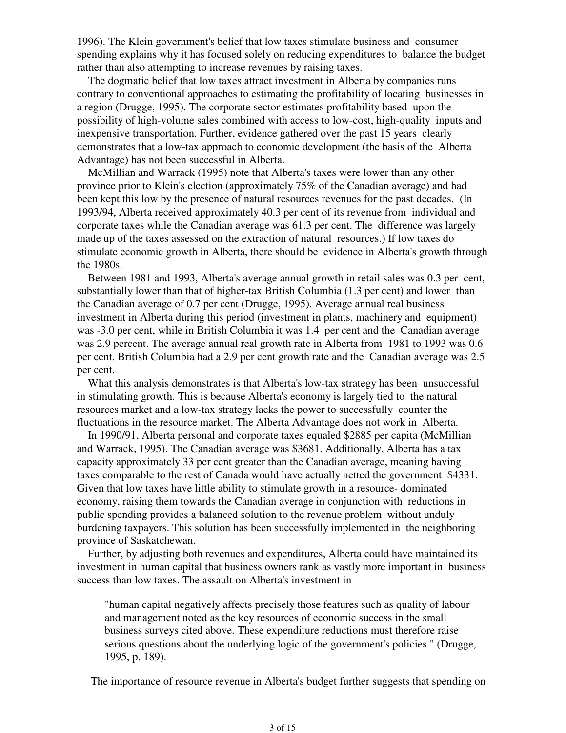1996). The Klein government's belief that low taxes stimulate business and consumer spending explains why it has focused solely on reducing expenditures to balance the budget rather than also attempting to increase revenues by raising taxes.

The dogmatic belief that low taxes attract investment in Alberta by companies runs contrary to conventional approaches to estimating the profitability of locating businesses in a region (Drugge, 1995). The corporate sector estimates profitability based upon the possibility of high-volume sales combined with access to low-cost, high-quality inputs and inexpensive transportation. Further, evidence gathered over the past 15 years clearly demonstrates that a low-tax approach to economic development (the basis of the Alberta Advantage) has not been successful in Alberta.

McMillian and Warrack (1995) note that Alberta's taxes were lower than any other province prior to Klein's election (approximately 75% of the Canadian average) and had been kept this low by the presence of natural resources revenues for the past decades. (In 1993/94, Alberta received approximately 40.3 per cent of its revenue from individual and corporate taxes while the Canadian average was 61.3 per cent. The difference was largely made up of the taxes assessed on the extraction of natural resources.) If low taxes do stimulate economic growth in Alberta, there should be evidence in Alberta's growth through the 1980s.

Between 1981 and 1993, Alberta's average annual growth in retail sales was 0.3 per cent, substantially lower than that of higher-tax British Columbia (1.3 per cent) and lower than the Canadian average of 0.7 per cent (Drugge, 1995). Average annual real business investment in Alberta during this period (investment in plants, machinery and equipment) was -3.0 per cent, while in British Columbia it was 1.4 per cent and the Canadian average was 2.9 percent. The average annual real growth rate in Alberta from 1981 to 1993 was 0.6 per cent. British Columbia had a 2.9 per cent growth rate and the Canadian average was 2.5 per cent.

What this analysis demonstrates is that Alberta's low-tax strategy has been unsuccessful in stimulating growth. This is because Alberta's economy is largely tied to the natural resources market and a low-tax strategy lacks the power to successfully counter the fluctuations in the resource market. The Alberta Advantage does not work in Alberta.

In 1990/91, Alberta personal and corporate taxes equaled $2885 per capita (McMillian and Warrack, 1995). The Canadian average was $3681. Additionally, Alberta has a tax capacity approximately 33 per cent greater than the Canadian average, meaning having taxes comparable to the rest of Canada would have actually netted the government $4331. Given that low taxes have little ability to stimulate growth in a resource- dominated economy, raising them towards the Canadian average in conjunction with reductions in public spending provides a balanced solution to the revenue problem without unduly burdening taxpayers. This solution has been successfully implemented in the neighboring province of Saskatchewan.

Further, by adjusting both revenues and expenditures, Alberta could have maintained its investment in human capital that business owners rank as vastly more important in business success than low taxes. The assault on Alberta's investment in

> "human capital negatively affects precisely those features such as quality of labour and management noted as the key resources of economic success in the small business surveys cited above. These expenditure reductions must therefore raise serious questions about the underlying logic of the government's policies." (Drugge, 1995, p. 189).

The importance of resource revenue in Alberta's budget further suggests that spending on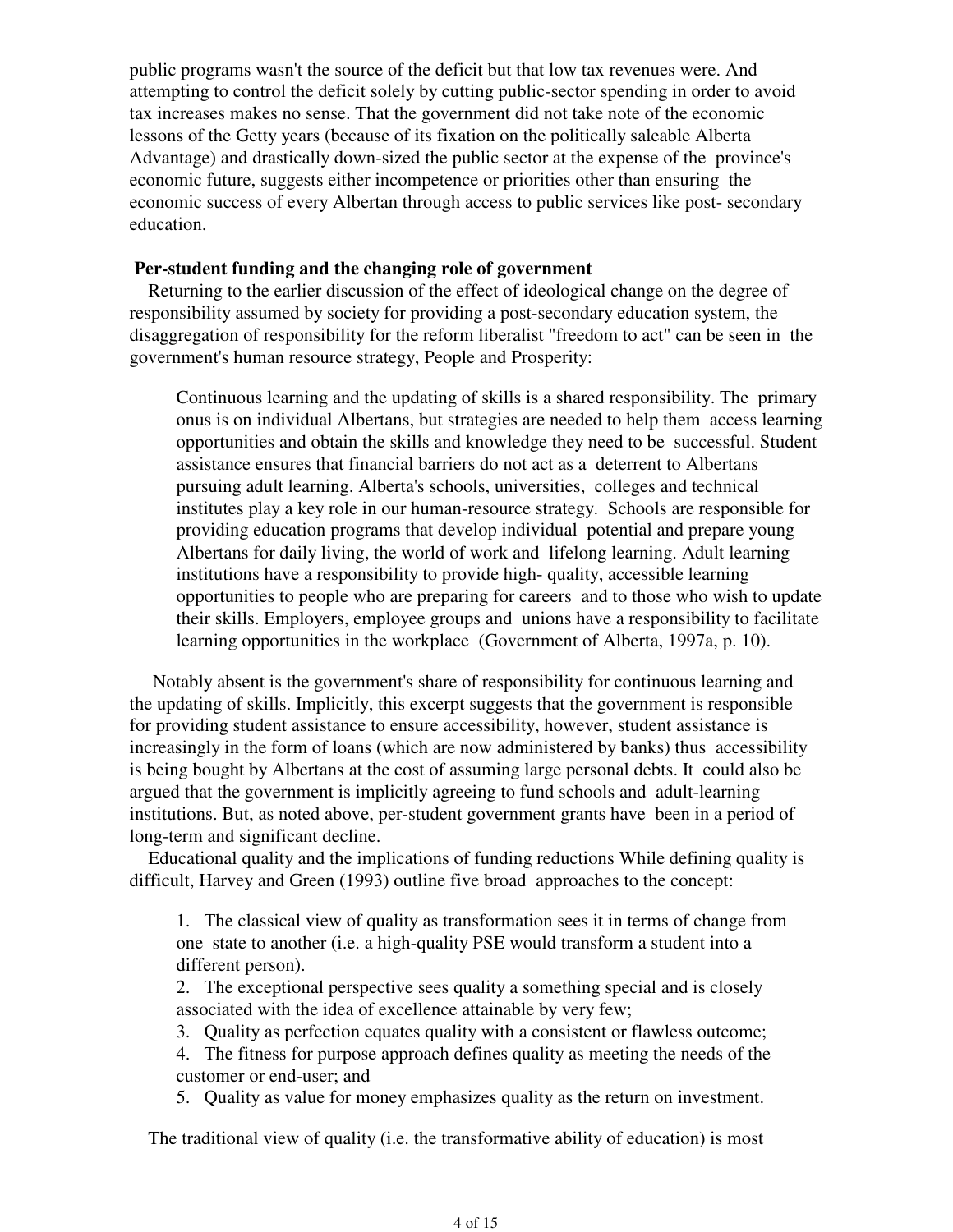public programs wasn't the source of the deficit but that low tax revenues were. And attempting to control the deficit solely by cutting public-sector spending in order to avoid tax increases makes no sense. That the government did not take note of the economic lessons of the Getty years (because of its fixation on the politically saleable Alberta Advantage) and drastically down-sized the public sector at the expense of the province's economic future, suggests either incompetence or priorities other than ensuring the economic success of every Albertan through access to public services like post- secondary education.

**Per-student funding and the changing role of government**

Returning to the earlier discussion of the effect of ideological change on the degree of responsibility assumed by society for providing a post-secondary education system, the disaggregation of responsibility for the reform liberalist "freedom to act" can be seen in the government's human resource strategy, People and Prosperity:

> Continuous learning and the updating of skills is a shared responsibility. The primary onus is on individual Albertans, but strategies are needed to help them access learning opportunities and obtain the skills and knowledge they need to be successful. Student assistance ensures that financial barriers do not act as a deterrent to Albertans pursuing adult learning. Alberta's schools, universities, colleges and technical institutes play a key role in our human-resource strategy. Schools are responsible for providing education programs that develop individual potential and prepare young Albertans for daily living, the world of work and lifelong learning. Adult learning institutions have a responsibility to provide high- quality, accessible learning opportunities to people who are preparing for careers and to those who wish to update their skills. Employers, employee groups and unions have a responsibility to facilitate learning opportunities in the workplace (Government of Alberta, 1997a, p. 10).

Notably absent is the government's share of responsibility for continuous learning and the updating of skills. Implicitly, this excerpt suggests that the government is responsible for providing student assistance to ensure accessibility, however, student assistance is increasingly in the form of loans (which are now administered by banks) thus accessibility is being bought by Albertans at the cost of assuming large personal debts. It could also be argued that the government is implicitly agreeing to fund schools and adult-learning institutions. But, as noted above, per-student government grants have been in a period of long-term and significant decline.

Educational quality and the implications of funding reductions While defining quality is difficult, Harvey and Green (1993) outline five broad approaches to the concept:

1. The classical view of quality as transformation sees it in terms of change from one state to another (i.e. a high-quality PSE would transform a student into a different person).
2. The exceptional perspective sees quality a something special and is closely associated with the idea of excellence attainable by very few;
3. Quality as perfection equates quality with a consistent or flawless outcome;
4. The fitness for purpose approach defines quality as meeting the needs of the customer or end-user; and
5. Quality as value for money emphasizes quality as the return on investment.

The traditional view of quality (i.e. the transformative ability of education) is most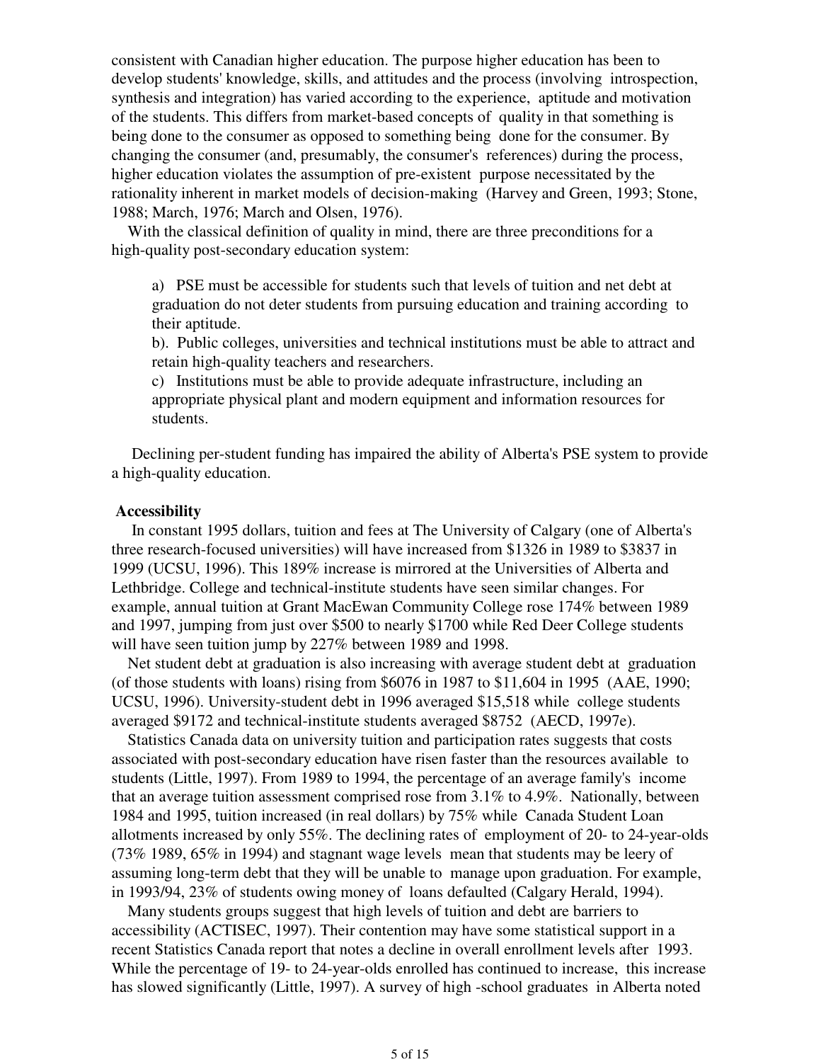consistent with Canadian higher education. The purpose higher education has been to develop students' knowledge, skills, and attitudes and the process (involving introspection, synthesis and integration) has varied according to the experience, aptitude and motivation of the students. This differs from market-based concepts of quality in that something is being done to the consumer as opposed to something being done for the consumer. By changing the consumer (and, presumably, the consumer's references) during the process, higher education violates the assumption of pre-existent purpose necessitated by the rationality inherent in market models of decision-making (Harvey and Green, 1993; Stone, 1988; March, 1976; March and Olsen, 1976).

With the classical definition of quality in mind, there are three preconditions for a high-quality post-secondary education system:

> a) PSE must be accessible for students such that levels of tuition and net debt at graduation do not deter students from pursuing education and training according to their aptitude.
> b). Public colleges, universities and technical institutions must be able to attract and retain high-quality teachers and researchers.
> c) Institutions must be able to provide adequate infrastructure, including an appropriate physical plant and modern equipment and information resources for students.

Declining per-student funding has impaired the ability of Alberta's PSE system to provide a high-quality education.

**Accessibility**

In constant 1995 dollars, tuition and fees at The University of Calgary (one of Alberta's three research-focused universities) will have increased from $1326 in 1989 to $3837 in 1999 (UCSU, 1996). This 189% increase is mirrored at the Universities of Alberta and Lethbridge. College and technical-institute students have seen similar changes. For example, annual tuition at Grant MacEwan Community College rose 174% between 1989 and 1997, jumping from just over $500 to nearly $1700 while Red Deer College students will have seen tuition jump by 227% between 1989 and 1998.

Net student debt at graduation is also increasing with average student debt at graduation (of those students with loans) rising from $6076 in 1987 to $11,604 in 1995 (AAE, 1990; UCSU, 1996). University-student debt in 1996 averaged $15,518 while college students averaged $9172 and technical-institute students averaged $8752 (AECD, 1997e).

Statistics Canada data on university tuition and participation rates suggests that costs associated with post-secondary education have risen faster than the resources available to students (Little, 1997). From 1989 to 1994, the percentage of an average family's income that an average tuition assessment comprised rose from 3.1% to 4.9%. Nationally, between 1984 and 1995, tuition increased (in real dollars) by 75% while Canada Student Loan allotments increased by only 55%. The declining rates of employment of 20- to 24-year-olds (73% 1989, 65% in 1994) and stagnant wage levels mean that students may be leery of assuming long-term debt that they will be unable to manage upon graduation. For example, in 1993/94, 23% of students owing money of loans defaulted (Calgary Herald, 1994).

Many students groups suggest that high levels of tuition and debt are barriers to accessibility (ACTISEC, 1997). Their contention may have some statistical support in a recent Statistics Canada report that notes a decline in overall enrollment levels after 1993. While the percentage of 19- to 24-year-olds enrolled has continued to increase, this increase has slowed significantly (Little, 1997). A survey of high -school graduates in Alberta noted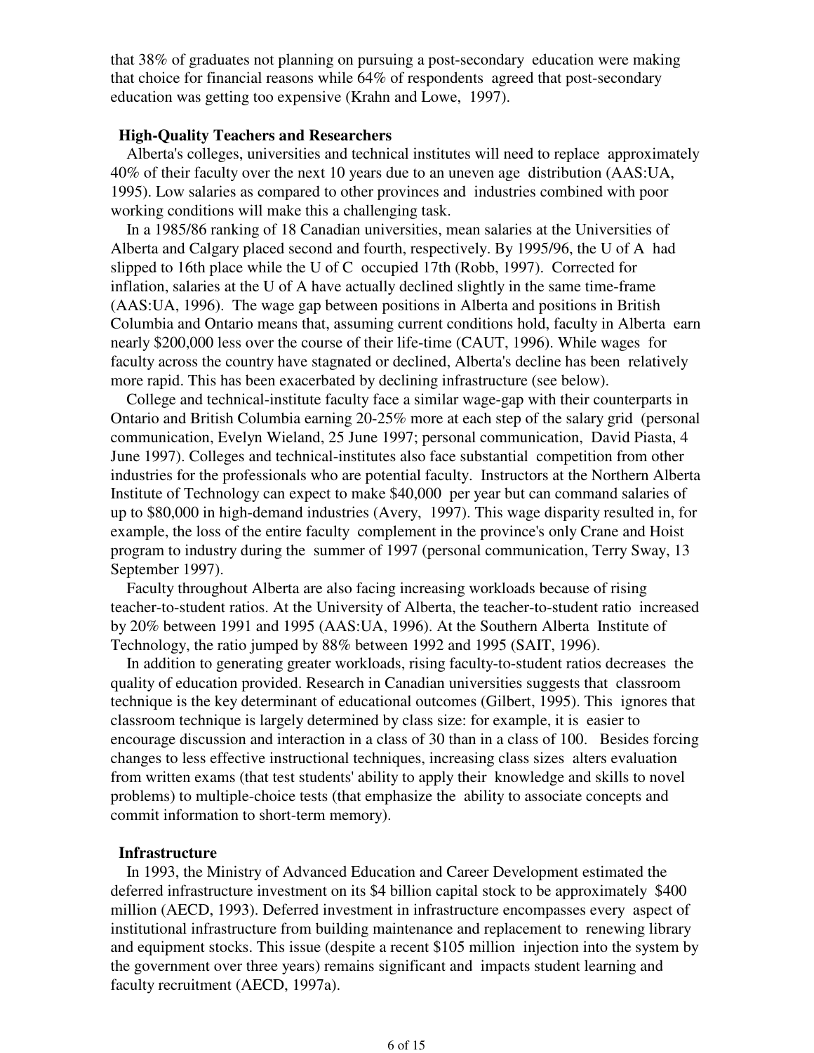that 38% of graduates not planning on pursuing a post-secondary education were making that choice for financial reasons while 64% of respondents agreed that post-secondary education was getting too expensive (Krahn and Lowe, 1997).

### High-Quality Teachers and Researchers

Alberta's colleges, universities and technical institutes will need to replace approximately 40% of their faculty over the next 10 years due to an uneven age distribution (AAS:UA, 1995). Low salaries as compared to other provinces and industries combined with poor working conditions will make this a challenging task.

In a 1985/86 ranking of 18 Canadian universities, mean salaries at the Universities of Alberta and Calgary placed second and fourth, respectively. By 1995/96, the U of A had slipped to 16th place while the U of C occupied 17th (Robb, 1997). Corrected for inflation, salaries at the U of A have actually declined slightly in the same time-frame (AAS:UA, 1996). The wage gap between positions in Alberta and positions in British Columbia and Ontario means that, assuming current conditions hold, faculty in Alberta earn nearly $200,000 less over the course of their life-time (CAUT, 1996). While wages for faculty across the country have stagnated or declined, Alberta's decline has been relatively more rapid. This has been exacerbated by declining infrastructure (see below).

College and technical-institute faculty face a similar wage-gap with their counterparts in Ontario and British Columbia earning 20-25% more at each step of the salary grid (personal communication, Evelyn Wieland, 25 June 1997; personal communication, David Piasta, 4 June 1997). Colleges and technical-institutes also face substantial competition from other industries for the professionals who are potential faculty. Instructors at the Northern Alberta Institute of Technology can expect to make $40,000 per year but can command salaries of up to $80,000 in high-demand industries (Avery, 1997). This wage disparity resulted in, for example, the loss of the entire faculty complement in the province's only Crane and Hoist program to industry during the summer of 1997 (personal communication, Terry Sway, 13 September 1997).

Faculty throughout Alberta are also facing increasing workloads because of rising teacher-to-student ratios. At the University of Alberta, the teacher-to-student ratio increased by 20% between 1991 and 1995 (AAS:UA, 1996). At the Southern Alberta Institute of Technology, the ratio jumped by 88% between 1992 and 1995 (SAIT, 1996).

In addition to generating greater workloads, rising faculty-to-student ratios decreases the quality of education provided. Research in Canadian universities suggests that classroom technique is the key determinant of educational outcomes (Gilbert, 1995). This ignores that classroom technique is largely determined by class size: for example, it is easier to encourage discussion and interaction in a class of 30 than in a class of 100. Besides forcing changes to less effective instructional techniques, increasing class sizes alters evaluation from written exams (that test students' ability to apply their knowledge and skills to novel problems) to multiple-choice tests (that emphasize the ability to associate concepts and commit information to short-term memory).

### Infrastructure

In 1993, the Ministry of Advanced Education and Career Development estimated the deferred infrastructure investment on its $4 billion capital stock to be approximately $400 million (AECD, 1993). Deferred investment in infrastructure encompasses every aspect of institutional infrastructure from building maintenance and replacement to renewing library and equipment stocks. This issue (despite a recent $105 million injection into the system by the government over three years) remains significant and impacts student learning and faculty recruitment (AECD, 1997a).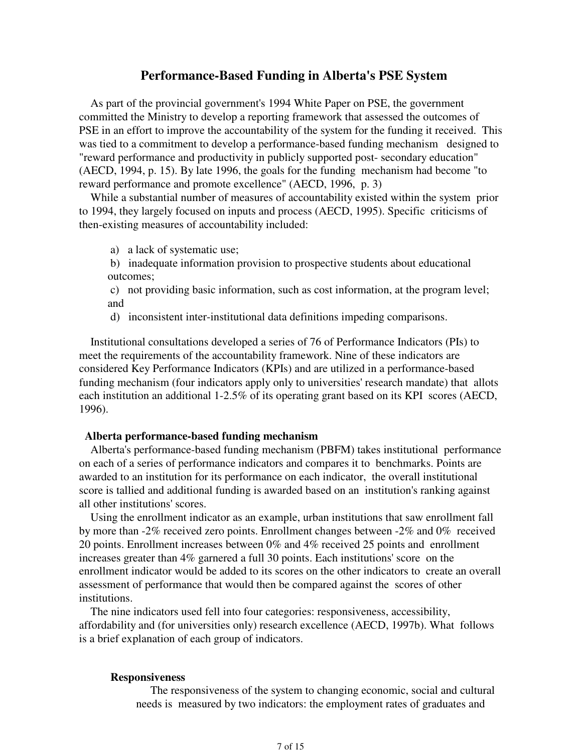## Performance-Based Funding in Alberta's PSE System

As part of the provincial government's 1994 White Paper on PSE, the government committed the Ministry to develop a reporting framework that assessed the outcomes of PSE in an effort to improve the accountability of the system for the funding it received. This was tied to a commitment to develop a performance-based funding mechanism designed to "reward performance and productivity in publicly supported post- secondary education" (AECD, 1994, p. 15). By late 1996, the goals for the funding mechanism had become "to reward performance and promote excellence" (AECD, 1996, p. 3)

While a substantial number of measures of accountability existed within the system prior to 1994, they largely focused on inputs and process (AECD, 1995). Specific criticisms of then-existing measures of accountability included:

a) a lack of systematic use;

b) inadequate information provision to prospective students about educational outcomes;

c) not providing basic information, such as cost information, at the program level; and

d) inconsistent inter-institutional data definitions impeding comparisons.

Institutional consultations developed a series of 76 of Performance Indicators (PIs) to meet the requirements of the accountability framework. Nine of these indicators are considered Key Performance Indicators (KPIs) and are utilized in a performance-based funding mechanism (four indicators apply only to universities' research mandate) that allots each institution an additional 1-2.5% of its operating grant based on its KPI scores (AECD, 1996).

### Alberta performance-based funding mechanism

Alberta's performance-based funding mechanism (PBFM) takes institutional performance on each of a series of performance indicators and compares it to benchmarks. Points are awarded to an institution for its performance on each indicator, the overall institutional score is tallied and additional funding is awarded based on an institution's ranking against all other institutions' scores.

Using the enrollment indicator as an example, urban institutions that saw enrollment fall by more than -2% received zero points. Enrollment changes between -2% and 0% received 20 points. Enrollment increases between 0% and 4% received 25 points and enrollment increases greater than 4% garnered a full 30 points. Each institutions' score on the enrollment indicator would be added to its scores on the other indicators to create an overall assessment of performance that would then be compared against the scores of other institutions.

The nine indicators used fell into four categories: responsiveness, accessibility, affordability and (for universities only) research excellence (AECD, 1997b). What follows is a brief explanation of each group of indicators.

#### Responsiveness

The responsiveness of the system to changing economic, social and cultural needs is measured by two indicators: the employment rates of graduates and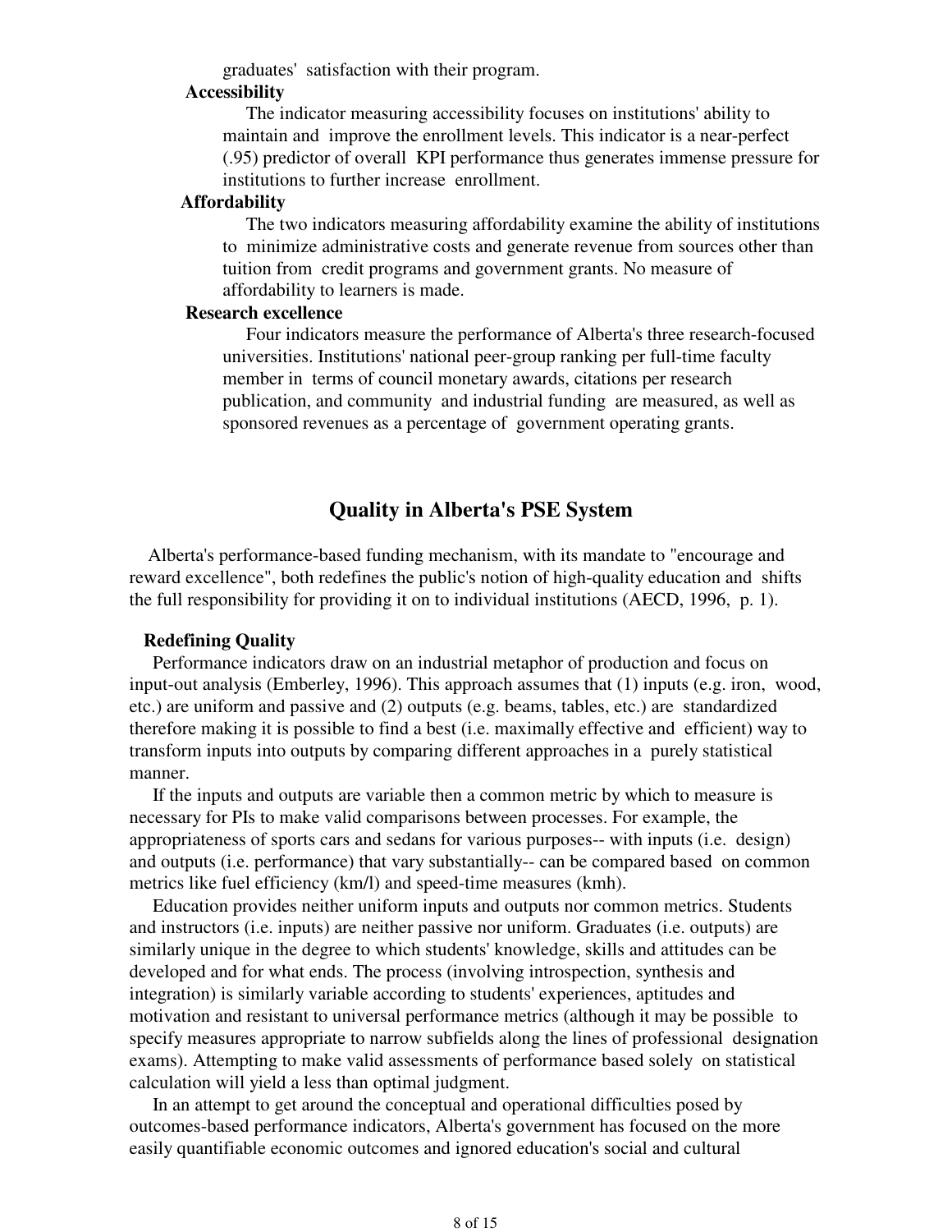graduates' satisfaction with their program.

**Accessibility**

The indicator measuring accessibility focuses on institutions' ability to maintain and improve the enrollment levels. This indicator is a near-perfect (.95) predictor of overall KPI performance thus generates immense pressure for institutions to further increase enrollment.

**Affordability**

The two indicators measuring affordability examine the ability of institutions to minimize administrative costs and generate revenue from sources other than tuition from credit programs and government grants. No measure of affordability to learners is made.

**Research excellence**

Four indicators measure the performance of Alberta's three research-focused universities. Institutions' national peer-group ranking per full-time faculty member in terms of council monetary awards, citations per research publication, and community and industrial funding are measured, as well as sponsored revenues as a percentage of government operating grants.

## Quality in Alberta's PSE System

Alberta's performance-based funding mechanism, with its mandate to "encourage and reward excellence", both redefines the public's notion of high-quality education and shifts the full responsibility for providing it on to individual institutions (AECD, 1996, p. 1).

### Redefining Quality

Performance indicators draw on an industrial metaphor of production and focus on input-out analysis (Emberley, 1996). This approach assumes that (1) inputs (e.g. iron, wood, etc.) are uniform and passive and (2) outputs (e.g. beams, tables, etc.) are standardized therefore making it is possible to find a best (i.e. maximally effective and efficient) way to transform inputs into outputs by comparing different approaches in a purely statistical manner.

If the inputs and outputs are variable then a common metric by which to measure is necessary for PIs to make valid comparisons between processes. For example, the appropriateness of sports cars and sedans for various purposes-- with inputs (i.e. design) and outputs (i.e. performance) that vary substantially-- can be compared based on common metrics like fuel efficiency (km/l) and speed-time measures (kmh).

Education provides neither uniform inputs and outputs nor common metrics. Students and instructors (i.e. inputs) are neither passive nor uniform. Graduates (i.e. outputs) are similarly unique in the degree to which students' knowledge, skills and attitudes can be developed and for what ends. The process (involving introspection, synthesis and integration) is similarly variable according to students' experiences, aptitudes and motivation and resistant to universal performance metrics (although it may be possible to specify measures appropriate to narrow subfields along the lines of professional designation exams). Attempting to make valid assessments of performance based solely on statistical calculation will yield a less than optimal judgment.

In an attempt to get around the conceptual and operational difficulties posed by outcomes-based performance indicators, Alberta's government has focused on the more easily quantifiable economic outcomes and ignored education's social and cultural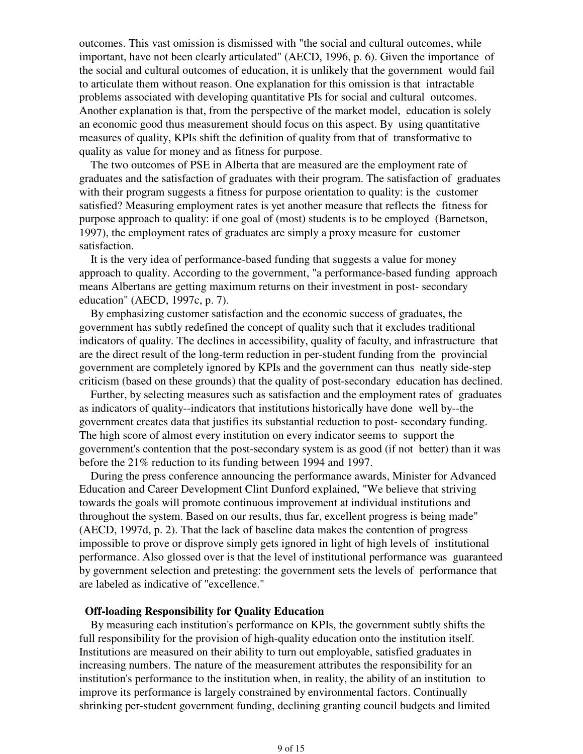outcomes. This vast omission is dismissed with "the social and cultural outcomes, while important, have not been clearly articulated" (AECD, 1996, p. 6). Given the importance of the social and cultural outcomes of education, it is unlikely that the government would fail to articulate them without reason. One explanation for this omission is that intractable problems associated with developing quantitative PIs for social and cultural outcomes. Another explanation is that, from the perspective of the market model, education is solely an economic good thus measurement should focus on this aspect. By using quantitative measures of quality, KPIs shift the definition of quality from that of transformative to quality as value for money and as fitness for purpose.

The two outcomes of PSE in Alberta that are measured are the employment rate of graduates and the satisfaction of graduates with their program. The satisfaction of graduates with their program suggests a fitness for purpose orientation to quality: is the customer satisfied? Measuring employment rates is yet another measure that reflects the fitness for purpose approach to quality: if one goal of (most) students is to be employed (Barnetson, 1997), the employment rates of graduates are simply a proxy measure for customer satisfaction.

It is the very idea of performance-based funding that suggests a value for money approach to quality. According to the government, "a performance-based funding approach means Albertans are getting maximum returns on their investment in post- secondary education" (AECD, 1997c, p. 7).

By emphasizing customer satisfaction and the economic success of graduates, the government has subtly redefined the concept of quality such that it excludes traditional indicators of quality. The declines in accessibility, quality of faculty, and infrastructure that are the direct result of the long-term reduction in per-student funding from the provincial government are completely ignored by KPIs and the government can thus neatly side-step criticism (based on these grounds) that the quality of post-secondary education has declined.

Further, by selecting measures such as satisfaction and the employment rates of graduates as indicators of quality--indicators that institutions historically have done well by--the government creates data that justifies its substantial reduction to post- secondary funding. The high score of almost every institution on every indicator seems to support the government's contention that the post-secondary system is as good (if not better) than it was before the 21% reduction to its funding between 1994 and 1997.

During the press conference announcing the performance awards, Minister for Advanced Education and Career Development Clint Dunford explained, "We believe that striving towards the goals will promote continuous improvement at individual institutions and throughout the system. Based on our results, thus far, excellent progress is being made" (AECD, 1997d, p. 2). That the lack of baseline data makes the contention of progress impossible to prove or disprove simply gets ignored in light of high levels of institutional performance. Also glossed over is that the level of institutional performance was guaranteed by government selection and pretesting: the government sets the levels of performance that are labeled as indicative of "excellence."

**Off-loading Responsibility for Quality Education**

By measuring each institution's performance on KPIs, the government subtly shifts the full responsibility for the provision of high-quality education onto the institution itself. Institutions are measured on their ability to turn out employable, satisfied graduates in increasing numbers. The nature of the measurement attributes the responsibility for an institution's performance to the institution when, in reality, the ability of an institution to improve its performance is largely constrained by environmental factors. Continually shrinking per-student government funding, declining granting council budgets and limited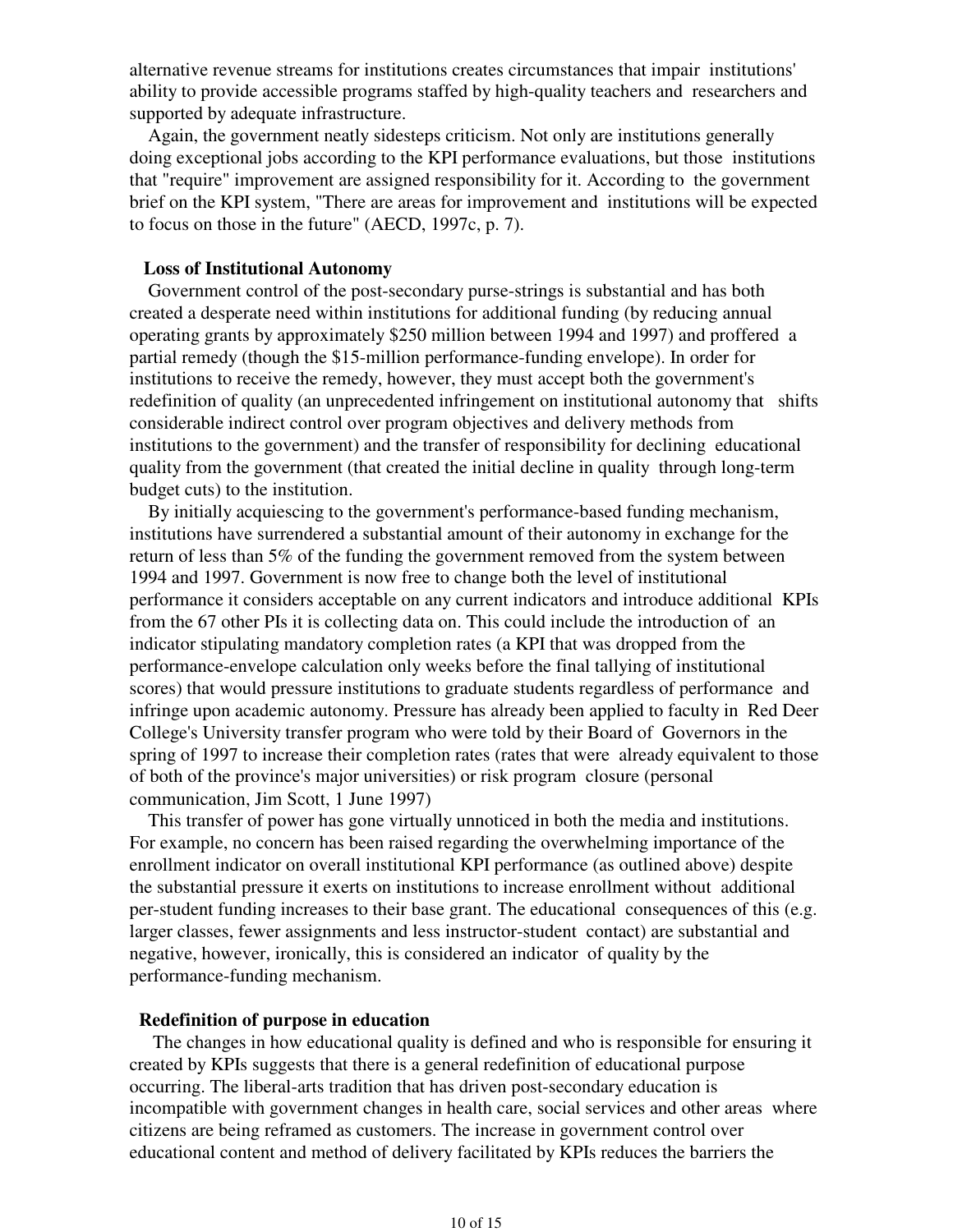alternative revenue streams for institutions creates circumstances that impair institutions' ability to provide accessible programs staffed by high-quality teachers and researchers and supported by adequate infrastructure.

Again, the government neatly sidesteps criticism. Not only are institutions generally doing exceptional jobs according to the KPI performance evaluations, but those institutions that "require" improvement are assigned responsibility for it. According to the government brief on the KPI system, "There are areas for improvement and institutions will be expected to focus on those in the future" (AECD, 1997c, p. 7).

**Loss of Institutional Autonomy**

Government control of the post-secondary purse-strings is substantial and has both created a desperate need within institutions for additional funding (by reducing annual operating grants by approximately $250 million between 1994 and 1997) and proffered a partial remedy (though the $15-million performance-funding envelope). In order for institutions to receive the remedy, however, they must accept both the government's redefinition of quality (an unprecedented infringement on institutional autonomy that shifts considerable indirect control over program objectives and delivery methods from institutions to the government) and the transfer of responsibility for declining educational quality from the government (that created the initial decline in quality through long-term budget cuts) to the institution.

By initially acquiescing to the government's performance-based funding mechanism, institutions have surrendered a substantial amount of their autonomy in exchange for the return of less than 5% of the funding the government removed from the system between 1994 and 1997. Government is now free to change both the level of institutional performance it considers acceptable on any current indicators and introduce additional KPIs from the 67 other PIs it is collecting data on. This could include the introduction of an indicator stipulating mandatory completion rates (a KPI that was dropped from the performance-envelope calculation only weeks before the final tallying of institutional scores) that would pressure institutions to graduate students regardless of performance and infringe upon academic autonomy. Pressure has already been applied to faculty in Red Deer College's University transfer program who were told by their Board of Governors in the spring of 1997 to increase their completion rates (rates that were already equivalent to those of both of the province's major universities) or risk program closure (personal communication, Jim Scott, 1 June 1997)

This transfer of power has gone virtually unnoticed in both the media and institutions. For example, no concern has been raised regarding the overwhelming importance of the enrollment indicator on overall institutional KPI performance (as outlined above) despite the substantial pressure it exerts on institutions to increase enrollment without additional per-student funding increases to their base grant. The educational consequences of this (e.g. larger classes, fewer assignments and less instructor-student contact) are substantial and negative, however, ironically, this is considered an indicator of quality by the performance-funding mechanism.

**Redefinition of purpose in education**

The changes in how educational quality is defined and who is responsible for ensuring it created by KPIs suggests that there is a general redefinition of educational purpose occurring. The liberal-arts tradition that has driven post-secondary education is incompatible with government changes in health care, social services and other areas where citizens are being reframed as customers. The increase in government control over educational content and method of delivery facilitated by KPIs reduces the barriers the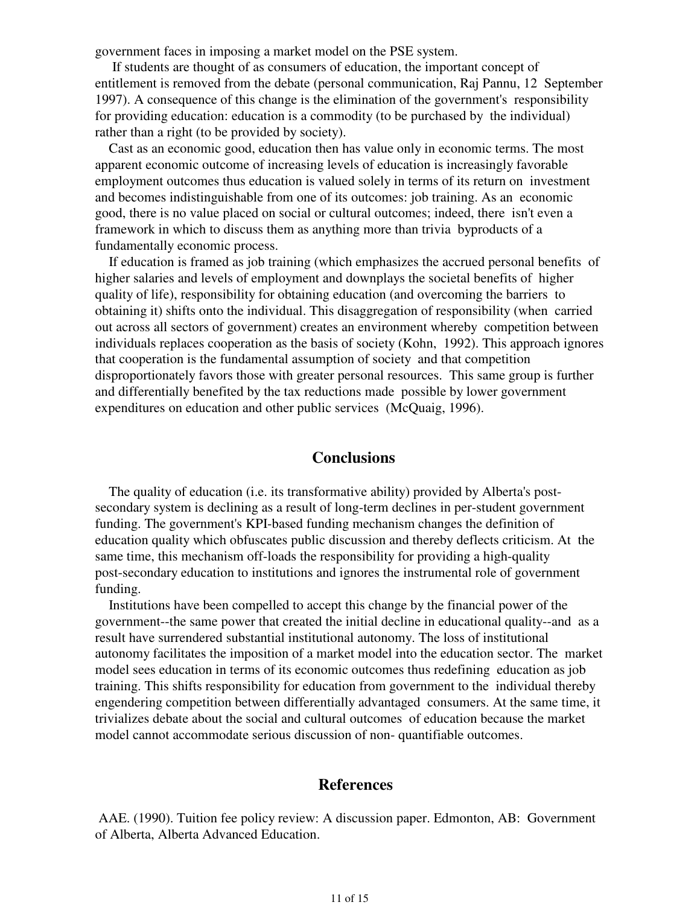government faces in imposing a market model on the PSE system.

If students are thought of as consumers of education, the important concept of entitlement is removed from the debate (personal communication, Raj Pannu, 12 September 1997). A consequence of this change is the elimination of the government's responsibility for providing education: education is a commodity (to be purchased by the individual) rather than a right (to be provided by society).

Cast as an economic good, education then has value only in economic terms. The most apparent economic outcome of increasing levels of education is increasingly favorable employment outcomes thus education is valued solely in terms of its return on investment and becomes indistinguishable from one of its outcomes: job training. As an economic good, there is no value placed on social or cultural outcomes; indeed, there isn't even a framework in which to discuss them as anything more than trivia byproducts of a fundamentally economic process.

If education is framed as job training (which emphasizes the accrued personal benefits of higher salaries and levels of employment and downplays the societal benefits of higher quality of life), responsibility for obtaining education (and overcoming the barriers to obtaining it) shifts onto the individual. This disaggregation of responsibility (when carried out across all sectors of government) creates an environment whereby competition between individuals replaces cooperation as the basis of society (Kohn, 1992). This approach ignores that cooperation is the fundamental assumption of society and that competition disproportionately favors those with greater personal resources. This same group is further and differentially benefited by the tax reductions made possible by lower government expenditures on education and other public services (McQuaig, 1996).

## Conclusions

The quality of education (i.e. its transformative ability) provided by Alberta's post-secondary system is declining as a result of long-term declines in per-student government funding. The government's KPI-based funding mechanism changes the definition of education quality which obfuscates public discussion and thereby deflects criticism. At the same time, this mechanism off-loads the responsibility for providing a high-quality post-secondary education to institutions and ignores the instrumental role of government funding.

Institutions have been compelled to accept this change by the financial power of the government--the same power that created the initial decline in educational quality--and as a result have surrendered substantial institutional autonomy. The loss of institutional autonomy facilitates the imposition of a market model into the education sector. The market model sees education in terms of its economic outcomes thus redefining education as job training. This shifts responsibility for education from government to the individual thereby engendering competition between differentially advantaged consumers. At the same time, it trivializes debate about the social and cultural outcomes of education because the market model cannot accommodate serious discussion of non- quantifiable outcomes.

## References

AAE. (1990). Tuition fee policy review: A discussion paper. Edmonton, AB: Government of Alberta, Alberta Advanced Education.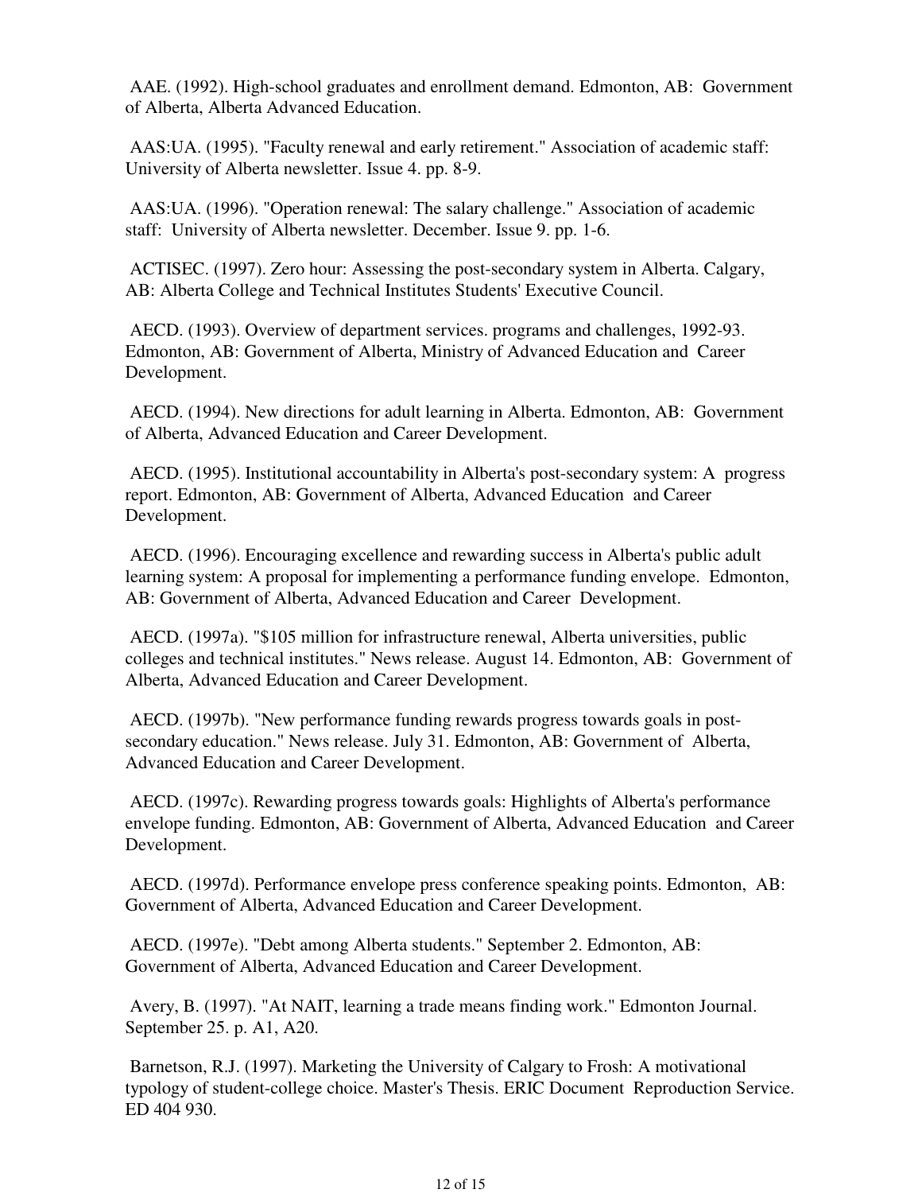AAE. (1992). High-school graduates and enrollment demand. Edmonton, AB: Government of Alberta, Alberta Advanced Education.

AAS:UA. (1995). "Faculty renewal and early retirement." Association of academic staff: University of Alberta newsletter. Issue 4. pp. 8-9.

AAS:UA. (1996). "Operation renewal: The salary challenge." Association of academic staff: University of Alberta newsletter. December. Issue 9. pp. 1-6.

ACTISEC. (1997). Zero hour: Assessing the post-secondary system in Alberta. Calgary, AB: Alberta College and Technical Institutes Students' Executive Council.

AECD. (1993). Overview of department services. programs and challenges, 1992-93. Edmonton, AB: Government of Alberta, Ministry of Advanced Education and Career Development.

AECD. (1994). New directions for adult learning in Alberta. Edmonton, AB: Government of Alberta, Advanced Education and Career Development.

AECD. (1995). Institutional accountability in Alberta's post-secondary system: A progress report. Edmonton, AB: Government of Alberta, Advanced Education and Career Development.

AECD. (1996). Encouraging excellence and rewarding success in Alberta's public adult learning system: A proposal for implementing a performance funding envelope. Edmonton, AB: Government of Alberta, Advanced Education and Career Development.

AECD. (1997a). "$105 million for infrastructure renewal, Alberta universities, public colleges and technical institutes." News release. August 14. Edmonton, AB: Government of Alberta, Advanced Education and Career Development.

AECD. (1997b). "New performance funding rewards progress towards goals in post-secondary education." News release. July 31. Edmonton, AB: Government of Alberta, Advanced Education and Career Development.

AECD. (1997c). Rewarding progress towards goals: Highlights of Alberta's performance envelope funding. Edmonton, AB: Government of Alberta, Advanced Education and Career Development.

AECD. (1997d). Performance envelope press conference speaking points. Edmonton, AB: Government of Alberta, Advanced Education and Career Development.

AECD. (1997e). "Debt among Alberta students." September 2. Edmonton, AB: Government of Alberta, Advanced Education and Career Development.

Avery, B. (1997). "At NAIT, learning a trade means finding work." Edmonton Journal. September 25. p. A1, A20.

Barnetson, R.J. (1997). Marketing the University of Calgary to Frosh: A motivational typology of student-college choice. Master's Thesis. ERIC Document Reproduction Service. ED 404 930.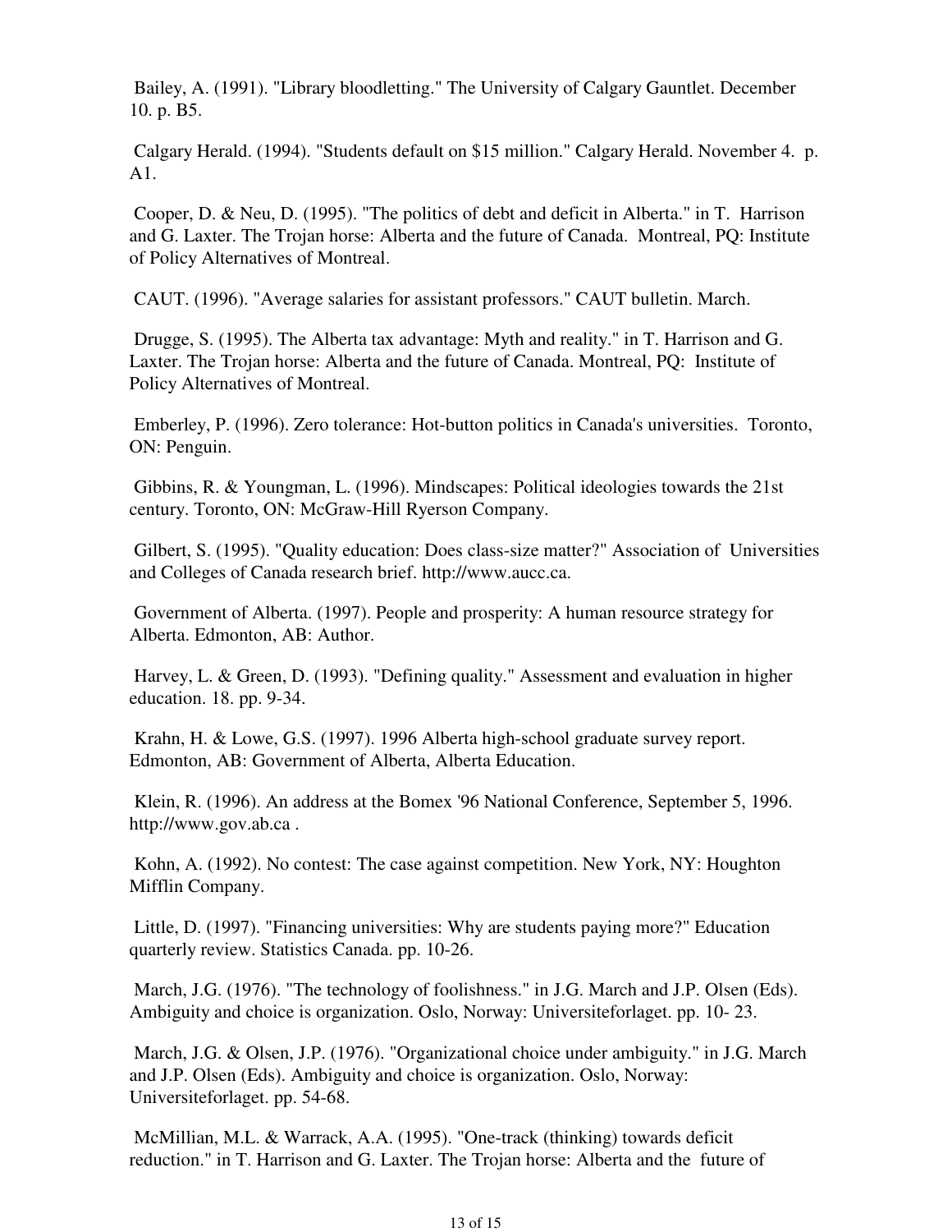Bailey, A. (1991). "Library bloodletting." The University of Calgary Gauntlet. December 10. p. B5.

Calgary Herald. (1994). "Students default on $15 million." Calgary Herald. November 4. p. A1.

Cooper, D. & Neu, D. (1995). "The politics of debt and deficit in Alberta." in T. Harrison and G. Laxter. The Trojan horse: Alberta and the future of Canada. Montreal, PQ: Institute of Policy Alternatives of Montreal.

CAUT. (1996). "Average salaries for assistant professors." CAUT bulletin. March.

Drugge, S. (1995). The Alberta tax advantage: Myth and reality." in T. Harrison and G. Laxter. The Trojan horse: Alberta and the future of Canada. Montreal, PQ: Institute of Policy Alternatives of Montreal.

Emberley, P. (1996). Zero tolerance: Hot-button politics in Canada's universities. Toronto, ON: Penguin.

Gibbins, R. & Youngman, L. (1996). Mindscapes: Political ideologies towards the 21st century. Toronto, ON: McGraw-Hill Ryerson Company.

Gilbert, S. (1995). "Quality education: Does class-size matter?" Association of Universities and Colleges of Canada research brief. http://www.aucc.ca.

Government of Alberta. (1997). People and prosperity: A human resource strategy for Alberta. Edmonton, AB: Author.

Harvey, L. & Green, D. (1993). "Defining quality." Assessment and evaluation in higher education. 18. pp. 9-34.

Krahn, H. & Lowe, G.S. (1997). 1996 Alberta high-school graduate survey report. Edmonton, AB: Government of Alberta, Alberta Education.

Klein, R. (1996). An address at the Bomex '96 National Conference, September 5, 1996. http://www.gov.ab.ca .

Kohn, A. (1992). No contest: The case against competition. New York, NY: Houghton Mifflin Company.

Little, D. (1997). "Financing universities: Why are students paying more?" Education quarterly review. Statistics Canada. pp. 10-26.

March, J.G. (1976). "The technology of foolishness." in J.G. March and J.P. Olsen (Eds). Ambiguity and choice is organization. Oslo, Norway: Universiteforlaget. pp. 10- 23.

March, J.G. & Olsen, J.P. (1976). "Organizational choice under ambiguity." in J.G. March and J.P. Olsen (Eds). Ambiguity and choice is organization. Oslo, Norway: Universiteforlaget. pp. 54-68.

McMillian, M.L. & Warrack, A.A. (1995). "One-track (thinking) towards deficit reduction." in T. Harrison and G. Laxter. The Trojan horse: Alberta and the future of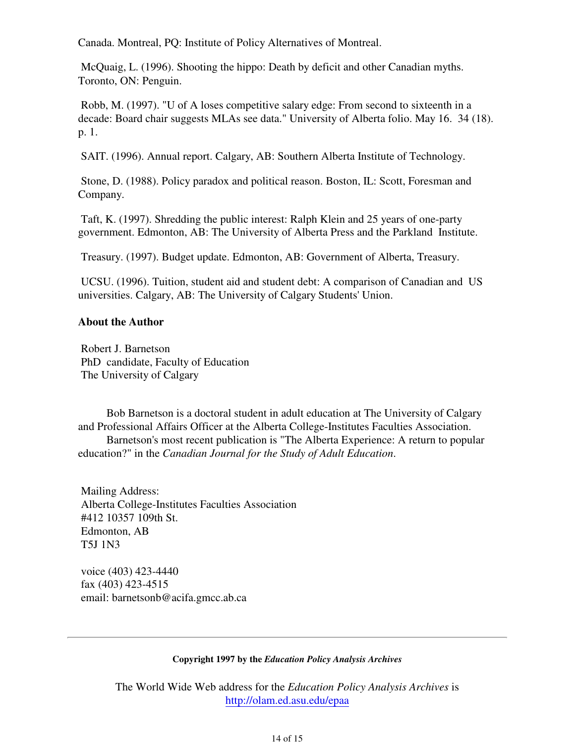Canada. Montreal, PQ: Institute of Policy Alternatives of Montreal.

McQuaig, L. (1996). Shooting the hippo: Death by deficit and other Canadian myths. Toronto, ON: Penguin.

Robb, M. (1997). "U of A loses competitive salary edge: From second to sixteenth in a decade: Board chair suggests MLAs see data." University of Alberta folio. May 16. 34 (18). p. 1.

SAIT. (1996). Annual report. Calgary, AB: Southern Alberta Institute of Technology.

Stone, D. (1988). Policy paradox and political reason. Boston, IL: Scott, Foresman and Company.

Taft, K. (1997). Shredding the public interest: Ralph Klein and 25 years of one-party government. Edmonton, AB: The University of Alberta Press and the Parkland Institute.

Treasury. (1997). Budget update. Edmonton, AB: Government of Alberta, Treasury.

UCSU. (1996). Tuition, student aid and student debt: A comparison of Canadian and US universities. Calgary, AB: The University of Calgary Students' Union.

**About the Author**

Robert J. Barnetson
PhD candidate, Faculty of Education
The University of Calgary

Bob Barnetson is a doctoral student in adult education at The University of Calgary and Professional Affairs Officer at the Alberta College-Institutes Faculties Association.

Barnetson's most recent publication is "The Alberta Experience: A return to popular education?" in the *Canadian Journal for the Study of Adult Education*.

Mailing Address:
Alberta College-Institutes Faculties Association
#412 10357 109th St.
Edmonton, AB
T5J 1N3

voice (403) 423-4440
fax (403) 423-4515
email: barnetsonb@acifa.gmcc.ab.ca

---

**Copyright 1997 by the *Education Policy Analysis Archives***

The World Wide Web address for the *Education Policy Analysis Archives* is http://olam.ed.asu.edu/epaa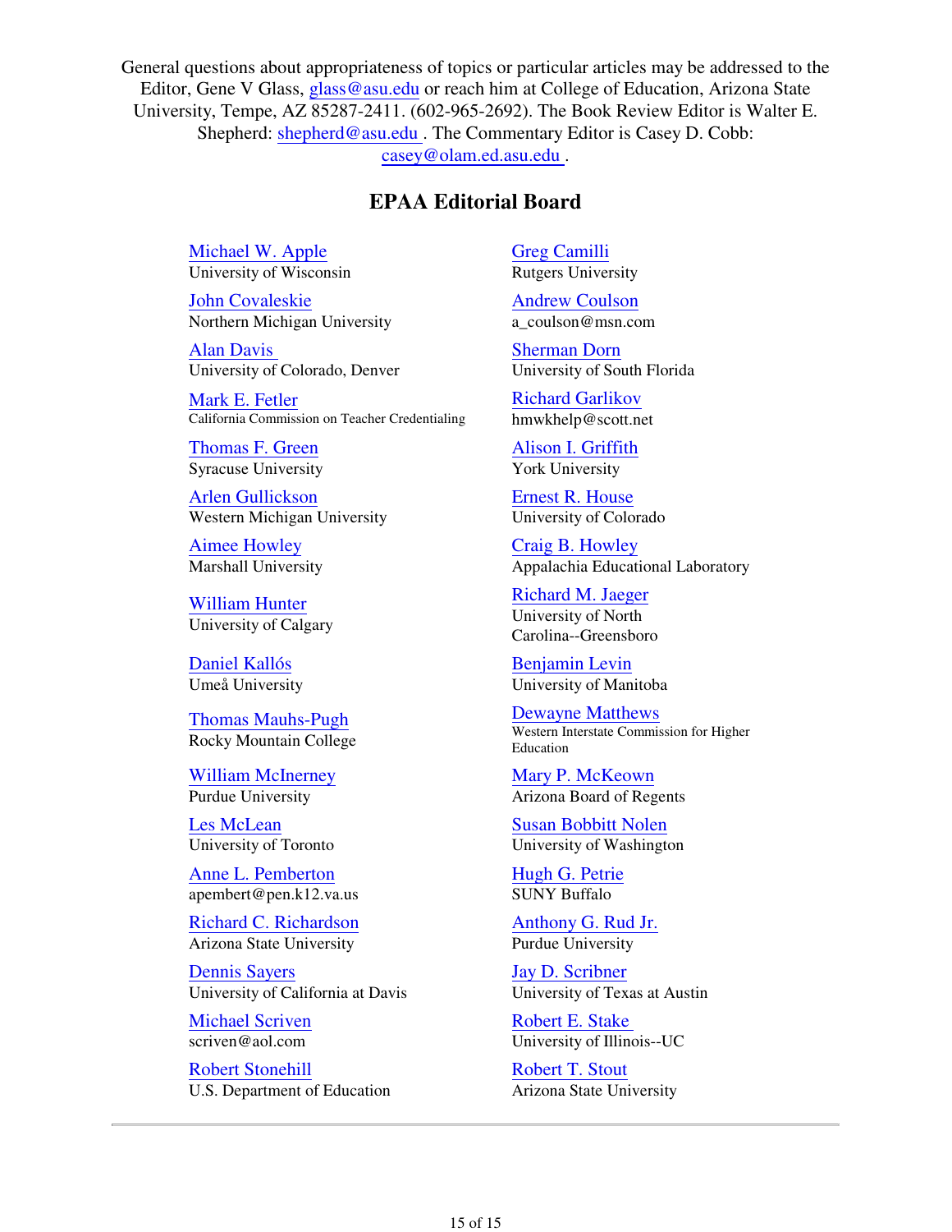General questions about appropriateness of topics or particular articles may be addressed to the Editor, Gene V Glass, glass@asu.edu or reach him at College of Education, Arizona State University, Tempe, AZ 85287-2411. (602-965-2692). The Book Review Editor is Walter E. Shepherd: shepherd@asu.edu . The Commentary Editor is Casey D. Cobb: casey@olam.ed.asu.edu .

## EPAA Editorial Board

Michael W. Apple
University of Wisconsin

Greg Camilli
Rutgers University

John Covaleskie
Northern Michigan University

Andrew Coulson
a_coulson@msn.com

Alan Davis
University of Colorado, Denver

Sherman Dorn
University of South Florida

Mark E. Fetler
California Commission on Teacher Credentialing

Richard Garlikov
hmwkhelp@scott.net

Thomas F. Green
Syracuse University

Alison I. Griffith
York University

Arlen Gullickson
Western Michigan University

Ernest R. House
University of Colorado

Aimee Howley
Marshall University

Craig B. Howley
Appalachia Educational Laboratory

William Hunter
University of Calgary

Richard M. Jaeger
University of North Carolina--Greensboro

Daniel Kallós
Umeå University

Benjamin Levin
University of Manitoba

Thomas Mauhs-Pugh
Rocky Mountain College

Dewayne Matthews
Western Interstate Commission for Higher Education

William McInerney
Purdue University

Mary P. McKeown
Arizona Board of Regents

Les McLean
University of Toronto

Susan Bobbitt Nolen
University of Washington

Anne L. Pemberton
apembert@pen.k12.va.us

Hugh G. Petrie
SUNY Buffalo

Richard C. Richardson
Arizona State University

Anthony G. Rud Jr.
Purdue University

Dennis Sayers
University of California at Davis

Jay D. Scribner
University of Texas at Austin

Michael Scriven
scriven@aol.com

Robert E. Stake
University of Illinois--UC

Robert Stonehill
U.S. Department of Education

Robert T. Stout
Arizona State University